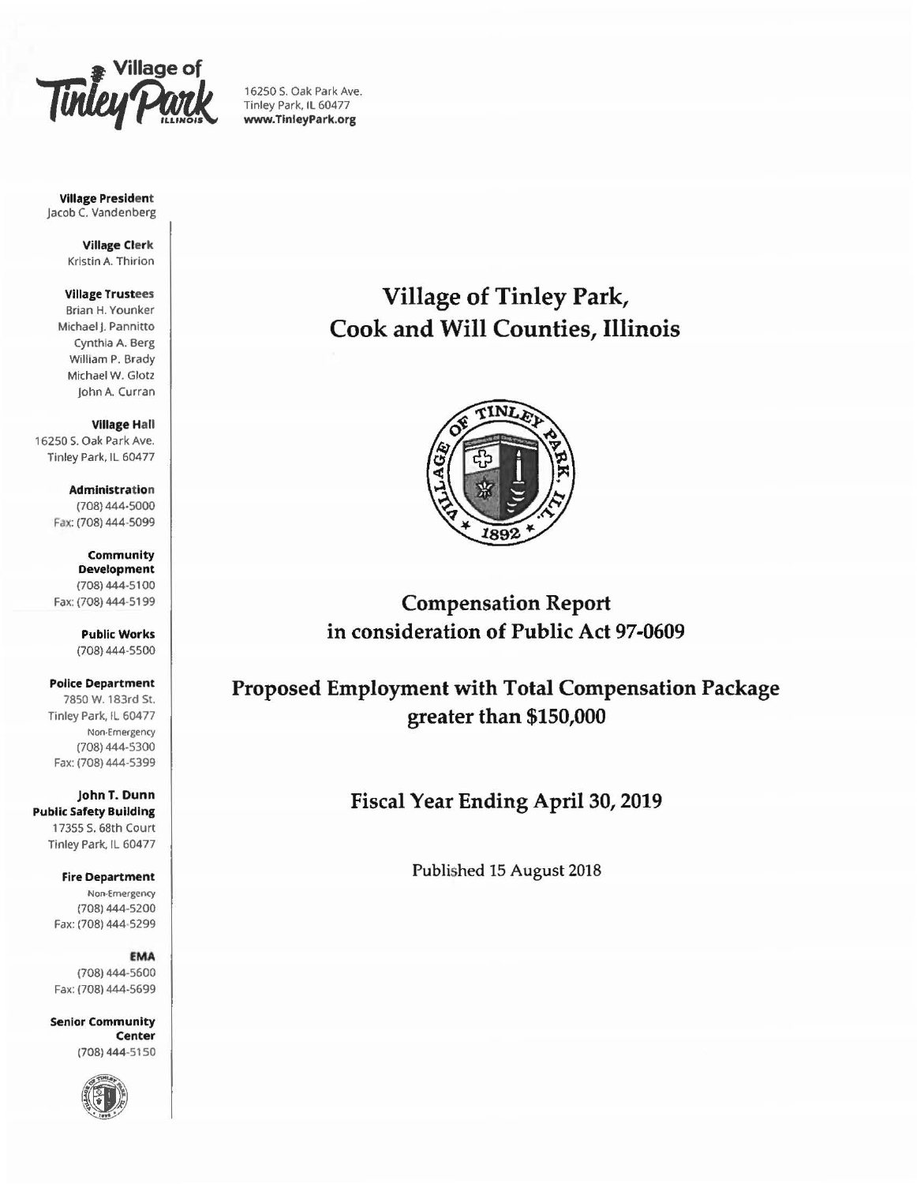16250 S. Oak Park Ave.
Tinley Park, IL 60477
**www.TinleyPark.org**

**Village President**
Jacob C. Vandenberg

**Village Clerk**
Kristin A. Thirion

**Village Trustees**
Brian H. Younker
Michael J. Pannitto
Cynthia A. Berg
William P. Brady
Michael W. Glotz
John A. Curran

**Village Hall**
16250 S. Oak Park Ave.
Tinley Park, IL 60477

**Administration**
(708) 444-5000
Fax: (708) 444-5099

**Community Development**
(708) 444-5100
Fax: (708) 444-5199

**Public Works**
(708) 444-5500

**Police Department**
7850 W. 183rd St.
Tinley Park, IL 60477
Non-Emergency
(708) 444-5300
Fax: (708) 444-5399

**John T. Dunn Public Safety Building**
17355 S. 68th Court
Tinley Park, IL 60477

**Fire Department**
Non-Emergency
(708) 444-5200
Fax: (708) 444-5299

**EMA**
(708) 444-5600
Fax: (708) 444-5699

**Senior Community Center**
(708) 444-5150

# Village of Tinley Park, Cook and Will Counties, Illinois

## Compensation Report in consideration of Public Act 97-0609

## Proposed Employment with Total Compensation Package greater than $150,000

## Fiscal Year Ending April 30, 2019

Published 15 August 2018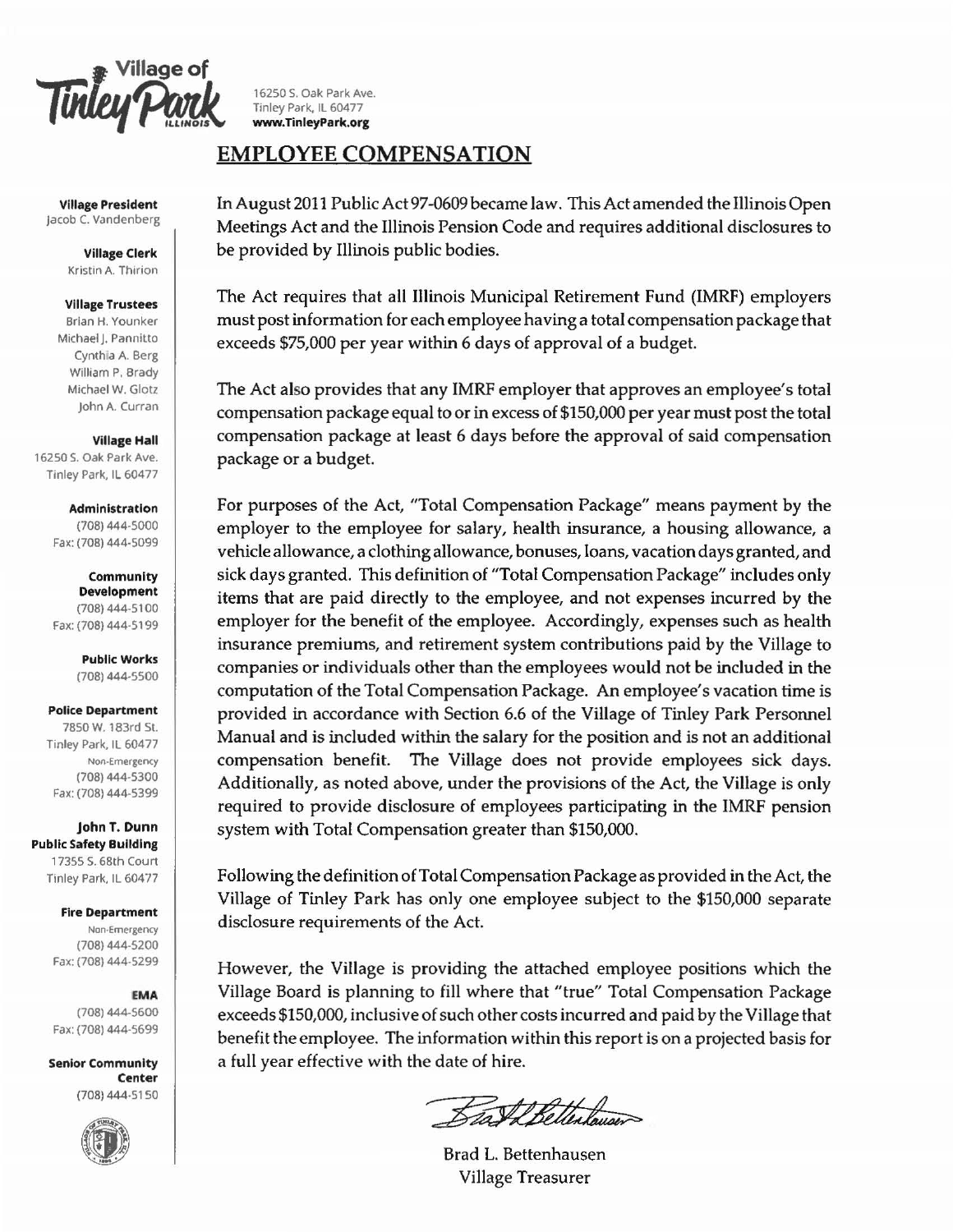**Village of Tinley Park** ILLINOIS

16250 S. Oak Park Ave.
Tinley Park, IL 60477
**www.TinleyPark.org**

**Village President**
Jacob C. Vandenberg

**Village Clerk**
Kristin A. Thirion

**Village Trustees**
Brian H. Younker
Michael J. Pannitto
Cynthia A. Berg
William P. Brady
Michael W. Glotz
John A. Curran

**Village Hall**
16250 S. Oak Park Ave.
Tinley Park, IL 60477

**Administration**
(708) 444-5000
Fax: (708) 444-5099

**Community Development**
(708) 444-5100
Fax: (708) 444-5199

**Public Works**
(708) 444-5500

**Police Department**
7850 W. 183rd St.
Tinley Park, IL 60477
Non-Emergency
(708) 444-5300
Fax: (708) 444-5399

**John T. Dunn Public Safety Building**
17355 S. 68th Court
Tinley Park, IL 60477

**Fire Department**
Non-Emergency
(708) 444-5200
Fax: (708) 444-5299

**EMA**
(708) 444-5600
Fax: (708) 444-5699

**Senior Community Center**
(708) 444-5150

# EMPLOYEE COMPENSATION

In August 2011 Public Act 97-0609 became law. This Act amended the Illinois Open Meetings Act and the Illinois Pension Code and requires additional disclosures to be provided by Illinois public bodies.

The Act requires that all Illinois Municipal Retirement Fund (IMRF) employers must post information for each employee having a total compensation package that exceeds $75,000 per year within 6 days of approval of a budget.

The Act also provides that any IMRF employer that approves an employee's total compensation package equal to or in excess of $150,000 per year must post the total compensation package at least 6 days before the approval of said compensation package or a budget.

For purposes of the Act, "Total Compensation Package" means payment by the employer to the employee for salary, health insurance, a housing allowance, a vehicle allowance, a clothing allowance, bonuses, loans, vacation days granted, and sick days granted. This definition of "Total Compensation Package" includes only items that are paid directly to the employee, and not expenses incurred by the employer for the benefit of the employee. Accordingly, expenses such as health insurance premiums, and retirement system contributions paid by the Village to companies or individuals other than the employees would not be included in the computation of the Total Compensation Package. An employee's vacation time is provided in accordance with Section 6.6 of the Village of Tinley Park Personnel Manual and is included within the salary for the position and is not an additional compensation benefit. The Village does not provide employees sick days. Additionally, as noted above, under the provisions of the Act, the Village is only required to provide disclosure of employees participating in the IMRF pension system with Total Compensation greater than $150,000.

Following the definition of Total Compensation Package as provided in the Act, the Village of Tinley Park has only one employee subject to the $150,000 separate disclosure requirements of the Act.

However, the Village is providing the attached employee positions which the Village Board is planning to fill where that "true" Total Compensation Package exceeds $150,000, inclusive of such other costs incurred and paid by the Village that benefit the employee. The information within this report is on a projected basis for a full year effective with the date of hire.

Brad L. Bettenhausen
Village Treasurer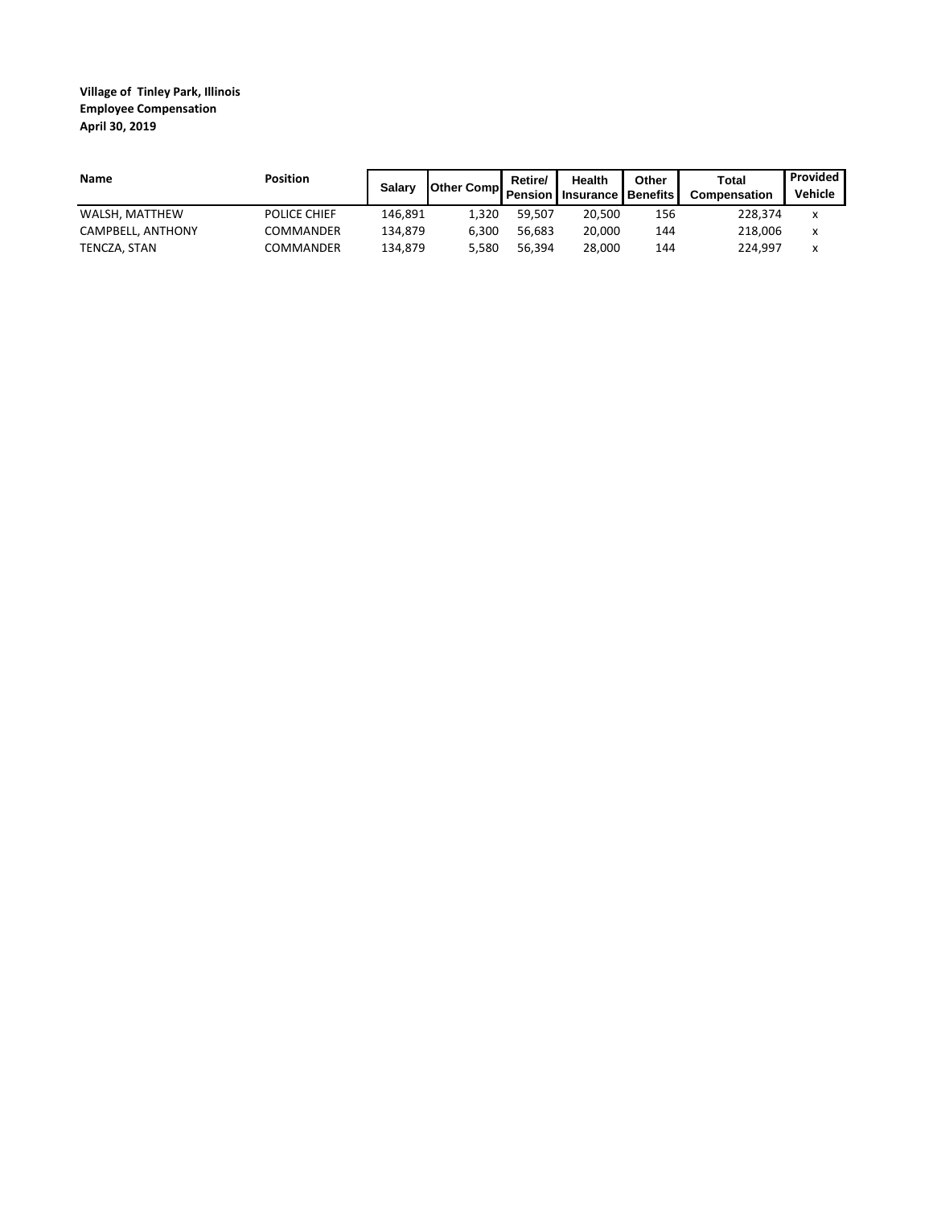**Village of Tinley Park, Illinois**
**Employee Compensation**
**April 30, 2019**

| Name | Position | Salary | Other Comp | Retire/ Pension | Health Insurance | Other Benefits | Total Compensation | Provided Vehicle |
|---|---|---|---|---|---|---|---|---|
| WALSH, MATTHEW | POLICE CHIEF | 146,891 | 1,320 | 59,507 | 20,500 | 156 | 228,374 | x |
| CAMPBELL, ANTHONY | COMMANDER | 134,879 | 6,300 | 56,683 | 20,000 | 144 | 218,006 | x |
| TENCZA, STAN | COMMANDER | 134,879 | 5,580 | 56,394 | 28,000 | 144 | 224,997 | x |